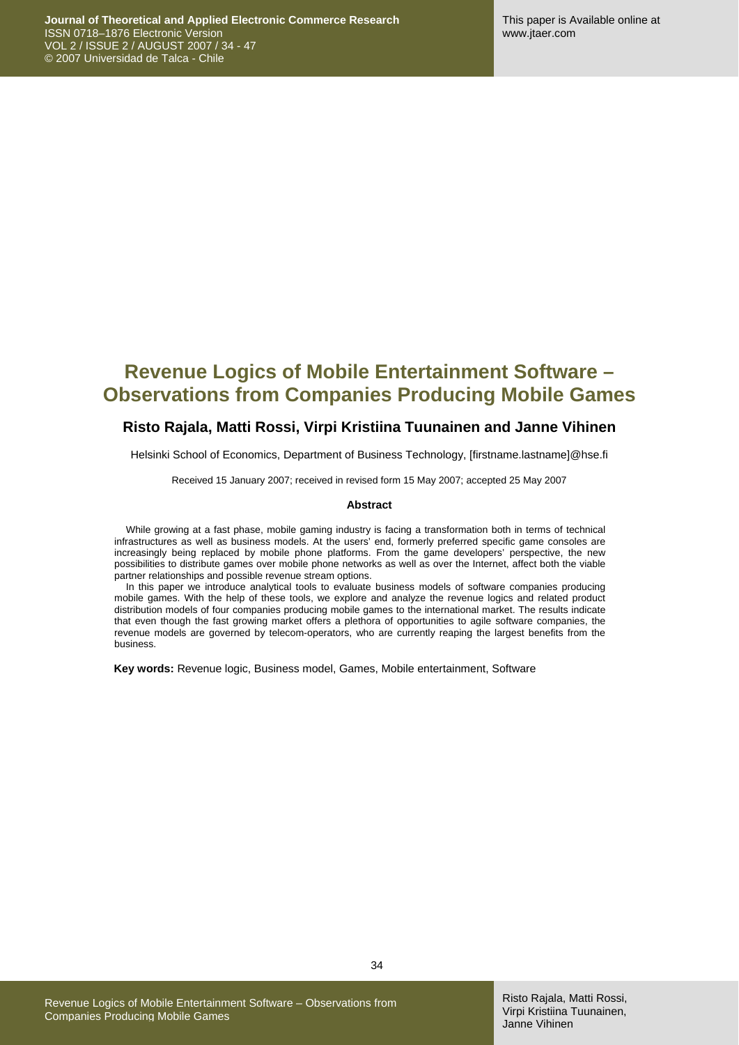# Revenue Logics of Mobile Entertainment Software – Observations from Companies Producing Mobile Games

**Risto Rajala, Matti Rossi, Virpi Kristiina Tuunainen and Janne Vihinen**

Helsinki School of Economics, Department of Business Technology, [firstname.lastname]@hse.fi

Received 15 January 2007; received in revised form 15 May 2007; accepted 25 May 2007

#### Abstract

While growing at a fast phase, mobile gaming industry is facing a transformation both in terms of technical infrastructures as well as business models. At the users' end, formerly preferred specific game consoles are increasingly being replaced by mobile phone platforms. From the game developers' perspective, the new possibilities to distribute games over mobile phone networks as well as over the Internet, affect both the viable partner relationships and possible revenue stream options.

In this paper we introduce analytical tools to evaluate business models of software companies producing mobile games. With the help of these tools, we explore and analyze the revenue logics and related product distribution models of four companies producing mobile games to the international market. The results indicate that even though the fast growing market offers a plethora of opportunities to agile software companies, the revenue models are governed by telecom-operators, who are currently reaping the largest benefits from the business.

**Key words:** Revenue logic, Business model, Games, Mobile entertainment, Software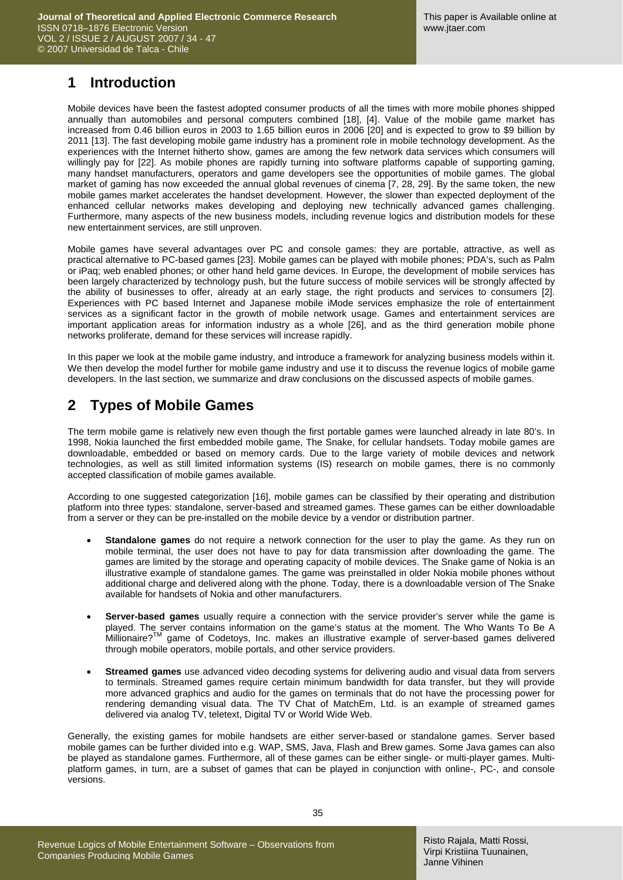## 1 Introduction

Mobile devices have been the fastest adopted consumer products of all the times with more mobile phones shipped annually than automobiles and personal computers combined [18], [4]. Value of the mobile game market has increased from 0.46 billion euros in 2003 to 1.65 billion euros in 2006 [20] and is expected to grow to $9 billion by 2011 [13]. The fast developing mobile game industry has a prominent role in mobile technology development. As the experiences with the Internet hitherto show, games are among the few network data services which consumers will willingly pay for [22]. As mobile phones are rapidly turning into software platforms capable of supporting gaming, many handset manufacturers, operators and game developers see the opportunities of mobile games. The global market of gaming has now exceeded the annual global revenues of cinema [7, 28, 29]. By the same token, the new mobile games market accelerates the handset development. However, the slower than expected deployment of the enhanced cellular networks makes developing and deploying new technically advanced games challenging. Furthermore, many aspects of the new business models, including revenue logics and distribution models for these new entertainment services, are still unproven.

Mobile games have several advantages over PC and console games: they are portable, attractive, as well as practical alternative to PC-based games [23]. Mobile games can be played with mobile phones; PDA's, such as Palm or iPaq; web enabled phones; or other hand held game devices. In Europe, the development of mobile services has been largely characterized by technology push, but the future success of mobile services will be strongly affected by the ability of businesses to offer, already at an early stage, the right products and services to consumers [2]. Experiences with PC based Internet and Japanese mobile iMode services emphasize the role of entertainment services as a significant factor in the growth of mobile network usage. Games and entertainment services are important application areas for information industry as a whole [26], and as the third generation mobile phone networks proliferate, demand for these services will increase rapidly.

In this paper we look at the mobile game industry, and introduce a framework for analyzing business models within it. We then develop the model further for mobile game industry and use it to discuss the revenue logics of mobile game developers. In the last section, we summarize and draw conclusions on the discussed aspects of mobile games.

## 2 Types of Mobile Games

The term mobile game is relatively new even though the first portable games were launched already in late 80's. In 1998, Nokia launched the first embedded mobile game, The Snake, for cellular handsets. Today mobile games are downloadable, embedded or based on memory cards. Due to the large variety of mobile devices and network technologies, as well as still limited information systems (IS) research on mobile games, there is no commonly accepted classification of mobile games available.

According to one suggested categorization [16], mobile games can be classified by their operating and distribution platform into three types: standalone, server-based and streamed games. These games can be either downloadable from a server or they can be pre-installed on the mobile device by a vendor or distribution partner.

- **Standalone games** do not require a network connection for the user to play the game. As they run on mobile terminal, the user does not have to pay for data transmission after downloading the game. The games are limited by the storage and operating capacity of mobile devices. The Snake game of Nokia is an illustrative example of standalone games. The game was preinstalled in older Nokia mobile phones without additional charge and delivered along with the phone. Today, there is a downloadable version of The Snake available for handsets of Nokia and other manufacturers.

- **Server-based games** usually require a connection with the service provider's server while the game is played. The server contains information on the game's status at the moment. The Who Wants To Be A Millionaire?™ game of Codetoys, Inc. makes an illustrative example of server-based games delivered through mobile operators, mobile portals, and other service providers.

- **Streamed games** use advanced video decoding systems for delivering audio and visual data from servers to terminals. Streamed games require certain minimum bandwidth for data transfer, but they will provide more advanced graphics and audio for the games on terminals that do not have the processing power for rendering demanding visual data. The TV Chat of MatchEm, Ltd. is an example of streamed games delivered via analog TV, teletext, Digital TV or World Wide Web.

Generally, the existing games for mobile handsets are either server-based or standalone games. Server based mobile games can be further divided into e.g. WAP, SMS, Java, Flash and Brew games. Some Java games can also be played as standalone games. Furthermore, all of these games can be either single- or multi-player games. Multi-platform games, in turn, are a subset of games that can be played in conjunction with online-, PC-, and console versions.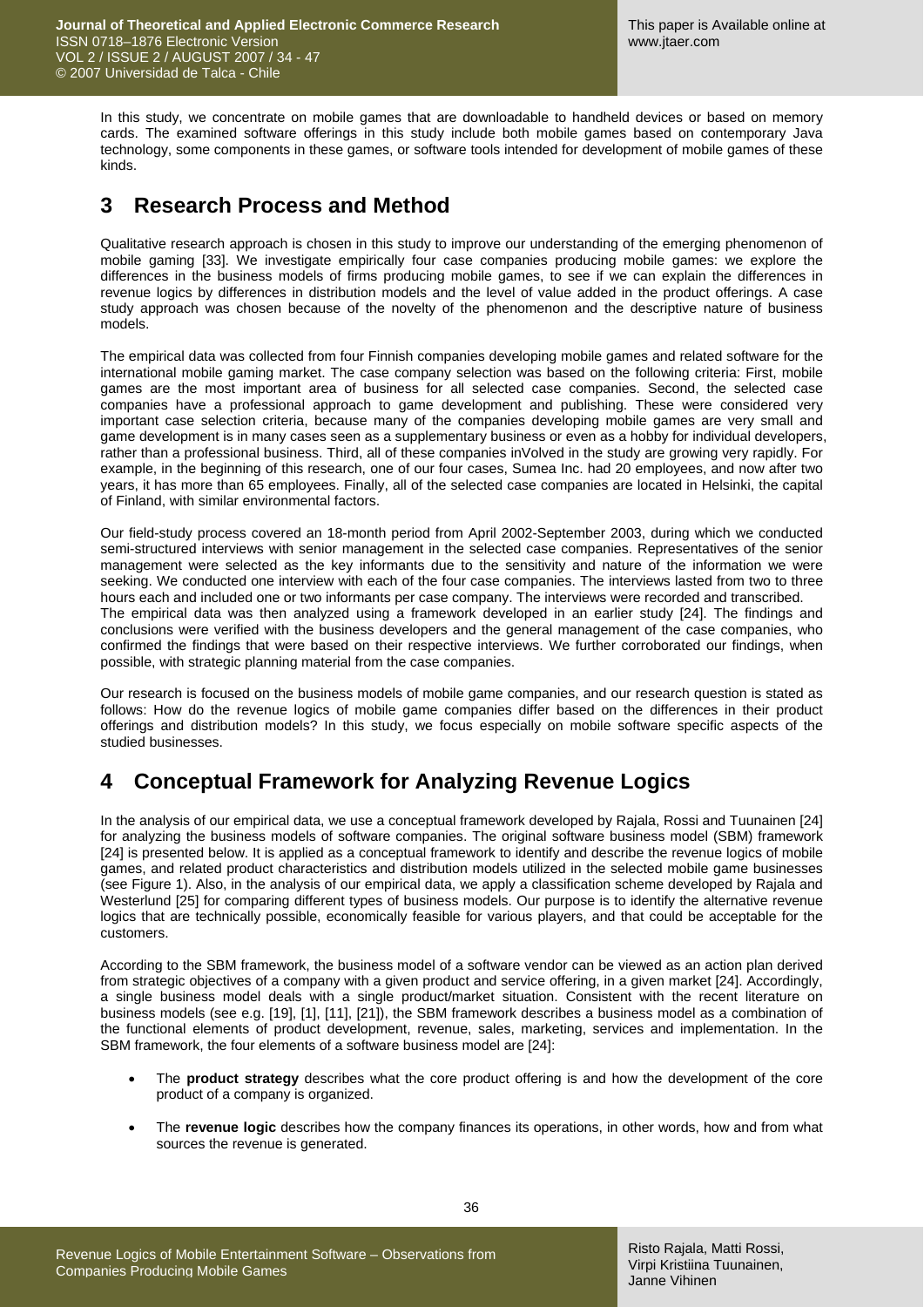In this study, we concentrate on mobile games that are downloadable to handheld devices or based on memory cards. The examined software offerings in this study include both mobile games based on contemporary Java technology, some components in these games, or software tools intended for development of mobile games of these kinds.

## 3 Research Process and Method

Qualitative research approach is chosen in this study to improve our understanding of the emerging phenomenon of mobile gaming [33]. We investigate empirically four case companies producing mobile games: we explore the differences in the business models of firms producing mobile games, to see if we can explain the differences in revenue logics by differences in distribution models and the level of value added in the product offerings. A case study approach was chosen because of the novelty of the phenomenon and the descriptive nature of business models.

The empirical data was collected from four Finnish companies developing mobile games and related software for the international mobile gaming market. The case company selection was based on the following criteria: First, mobile games are the most important area of business for all selected case companies. Second, the selected case companies have a professional approach to game development and publishing. These were considered very important case selection criteria, because many of the companies developing mobile games are very small and game development is in many cases seen as a supplementary business or even as a hobby for individual developers, rather than a professional business. Third, all of these companies inVolved in the study are growing very rapidly. For example, in the beginning of this research, one of our four cases, Sumea Inc. had 20 employees, and now after two years, it has more than 65 employees. Finally, all of the selected case companies are located in Helsinki, the capital of Finland, with similar environmental factors.

Our field-study process covered an 18-month period from April 2002-September 2003, during which we conducted semi-structured interviews with senior management in the selected case companies. Representatives of the senior management were selected as the key informants due to the sensitivity and nature of the information we were seeking. We conducted one interview with each of the four case companies. The interviews lasted from two to three hours each and included one or two informants per case company. The interviews were recorded and transcribed.
The empirical data was then analyzed using a framework developed in an earlier study [24]. The findings and conclusions were verified with the business developers and the general management of the case companies, who confirmed the findings that were based on their respective interviews. We further corroborated our findings, when possible, with strategic planning material from the case companies.

Our research is focused on the business models of mobile game companies, and our research question is stated as follows: How do the revenue logics of mobile game companies differ based on the differences in their product offerings and distribution models? In this study, we focus especially on mobile software specific aspects of the studied businesses.

## 4 Conceptual Framework for Analyzing Revenue Logics

In the analysis of our empirical data, we use a conceptual framework developed by Rajala, Rossi and Tuunainen [24] for analyzing the business models of software companies. The original software business model (SBM) framework [24] is presented below. It is applied as a conceptual framework to identify and describe the revenue logics of mobile games, and related product characteristics and distribution models utilized in the selected mobile game businesses (see Figure 1). Also, in the analysis of our empirical data, we apply a classification scheme developed by Rajala and Westerlund [25] for comparing different types of business models. Our purpose is to identify the alternative revenue logics that are technically possible, economically feasible for various players, and that could be acceptable for the customers.

According to the SBM framework, the business model of a software vendor can be viewed as an action plan derived from strategic objectives of a company with a given product and service offering, in a given market [24]. Accordingly, a single business model deals with a single product/market situation. Consistent with the recent literature on business models (see e.g. [19], [1], [11], [21]), the SBM framework describes a business model as a combination of the functional elements of product development, revenue, sales, marketing, services and implementation. In the SBM framework, the four elements of a software business model are [24]:

- The **product strategy** describes what the core product offering is and how the development of the core product of a company is organized.
- The **revenue logic** describes how the company finances its operations, in other words, how and from what sources the revenue is generated.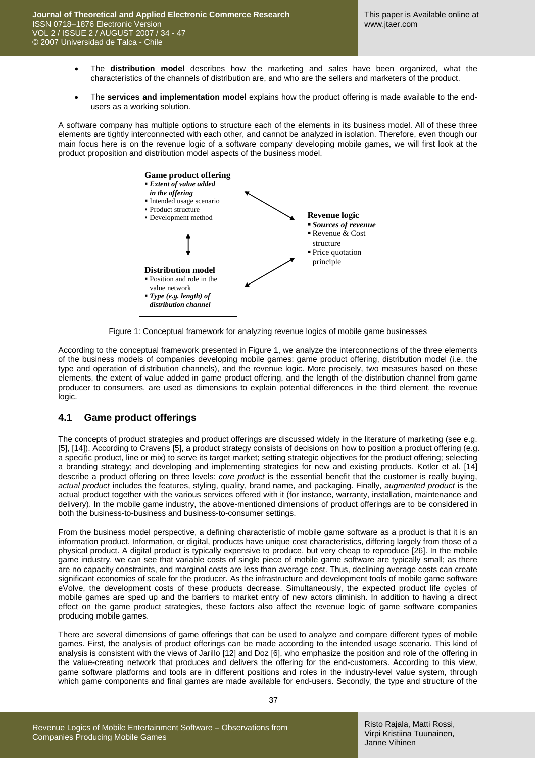- The **distribution model** describes how the marketing and sales have been organized, what the characteristics of the channels of distribution are, and who are the sellers and marketers of the product.

- The **services and implementation model** explains how the product offering is made available to the end-users as a working solution.

A software company has multiple options to structure each of the elements in its business model. All of these three elements are tightly interconnected with each other, and cannot be analyzed in isolation. Therefore, even though our main focus here is on the revenue logic of a software company developing mobile games, we will first look at the product proposition and distribution model aspects of the business model.

**Game product offering**
- ***Extent of value added in the offering***
- Intended usage scenario
- Product structure
- Development method

**Distribution model**
- Position and role in the value network
- ***Type (e.g. length) of distribution channel***

**Revenue logic**
- ***Sources of revenue***
- Revenue & Cost structure
- Price quotation principle

Figure 1: Conceptual framework for analyzing revenue logics of mobile game businesses

According to the conceptual framework presented in Figure 1, we analyze the interconnections of the three elements of the business models of companies developing mobile games: game product offering, distribution model (i.e. the type and operation of distribution channels), and the revenue logic. More precisely, two measures based on these elements, the extent of value added in game product offering, and the length of the distribution channel from game producer to consumers, are used as dimensions to explain potential differences in the third element, the revenue logic.

## 4.1 Game product offerings

The concepts of product strategies and product offerings are discussed widely in the literature of marketing (see e.g. [5], [14]). According to Cravens [5], a product strategy consists of decisions on how to position a product offering (e.g. a specific product, line or mix) to serve its target market; setting strategic objectives for the product offering; selecting a branding strategy; and developing and implementing strategies for new and existing products. Kotler et al. [14] describe a product offering on three levels: *core product* is the essential benefit that the customer is really buying, *actual product* includes the features, styling, quality, brand name, and packaging. Finally, *augmented product* is the actual product together with the various services offered with it (for instance, warranty, installation, maintenance and delivery). In the mobile game industry, the above-mentioned dimensions of product offerings are to be considered in both the business-to-business and business-to-consumer settings.

From the business model perspective, a defining characteristic of mobile game software as a product is that it is an information product. Information, or digital, products have unique cost characteristics, differing largely from those of a physical product. A digital product is typically expensive to produce, but very cheap to reproduce [26]. In the mobile game industry, we can see that variable costs of single piece of mobile game software are typically small; as there are no capacity constraints, and marginal costs are less than average cost. Thus, declining average costs can create significant economies of scale for the producer. As the infrastructure and development tools of mobile game software eVolve, the development costs of these products decrease. Simultaneously, the expected product life cycles of mobile games are sped up and the barriers to market entry of new actors diminish. In addition to having a direct effect on the game product strategies, these factors also affect the revenue logic of game software companies producing mobile games.

There are several dimensions of game offerings that can be used to analyze and compare different types of mobile games. First, the analysis of product offerings can be made according to the intended usage scenario. This kind of analysis is consistent with the views of Jarillo [12] and Doz [6], who emphasize the position and role of the offering in the value-creating network that produces and delivers the offering for the end-customers. According to this view, game software platforms and tools are in different positions and roles in the industry-level value system, through which game components and final games are made available for end-users. Secondly, the type and structure of the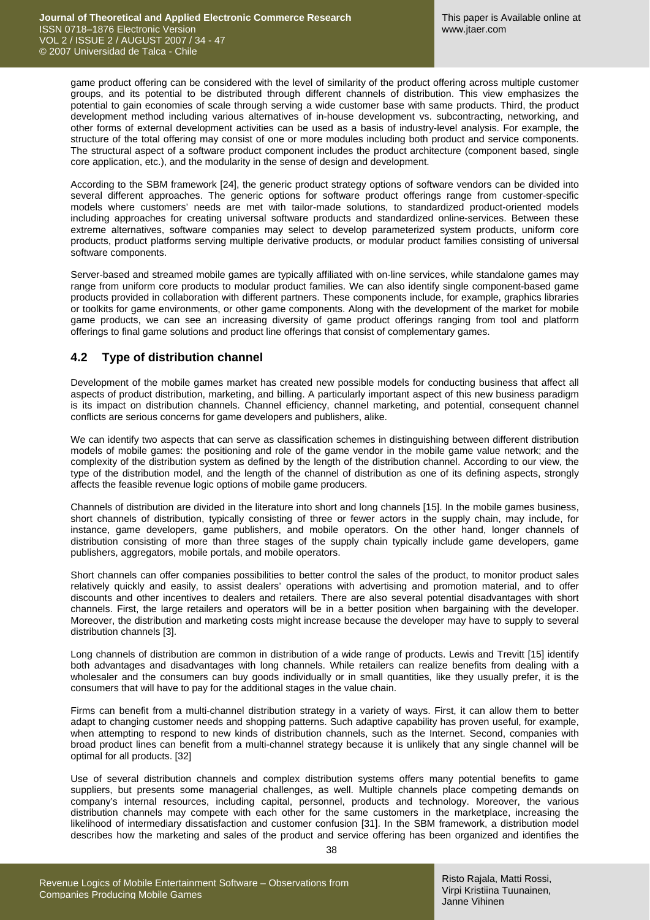game product offering can be considered with the level of similarity of the product offering across multiple customer groups, and its potential to be distributed through different channels of distribution. This view emphasizes the potential to gain economies of scale through serving a wide customer base with same products. Third, the product development method including various alternatives of in-house development vs. subcontracting, networking, and other forms of external development activities can be used as a basis of industry-level analysis. For example, the structure of the total offering may consist of one or more modules including both product and service components. The structural aspect of a software product component includes the product architecture (component based, single core application, etc.), and the modularity in the sense of design and development.

According to the SBM framework [24], the generic product strategy options of software vendors can be divided into several different approaches. The generic options for software product offerings range from customer-specific models where customers' needs are met with tailor-made solutions, to standardized product-oriented models including approaches for creating universal software products and standardized online-services. Between these extreme alternatives, software companies may select to develop parameterized system products, uniform core products, product platforms serving multiple derivative products, or modular product families consisting of universal software components.

Server-based and streamed mobile games are typically affiliated with on-line services, while standalone games may range from uniform core products to modular product families. We can also identify single component-based game products provided in collaboration with different partners. These components include, for example, graphics libraries or toolkits for game environments, or other game components. Along with the development of the market for mobile game products, we can see an increasing diversity of game product offerings ranging from tool and platform offerings to final game solutions and product line offerings that consist of complementary games.

## 4.2 Type of distribution channel

Development of the mobile games market has created new possible models for conducting business that affect all aspects of product distribution, marketing, and billing. A particularly important aspect of this new business paradigm is its impact on distribution channels. Channel efficiency, channel marketing, and potential, consequent channel conflicts are serious concerns for game developers and publishers, alike.

We can identify two aspects that can serve as classification schemes in distinguishing between different distribution models of mobile games: the positioning and role of the game vendor in the mobile game value network; and the complexity of the distribution system as defined by the length of the distribution channel. According to our view, the type of the distribution model, and the length of the channel of distribution as one of its defining aspects, strongly affects the feasible revenue logic options of mobile game producers.

Channels of distribution are divided in the literature into short and long channels [15]. In the mobile games business, short channels of distribution, typically consisting of three or fewer actors in the supply chain, may include, for instance, game developers, game publishers, and mobile operators. On the other hand, longer channels of distribution consisting of more than three stages of the supply chain typically include game developers, game publishers, aggregators, mobile portals, and mobile operators.

Short channels can offer companies possibilities to better control the sales of the product, to monitor product sales relatively quickly and easily, to assist dealers' operations with advertising and promotion material, and to offer discounts and other incentives to dealers and retailers. There are also several potential disadvantages with short channels. First, the large retailers and operators will be in a better position when bargaining with the developer. Moreover, the distribution and marketing costs might increase because the developer may have to supply to several distribution channels [3].

Long channels of distribution are common in distribution of a wide range of products. Lewis and Trevitt [15] identify both advantages and disadvantages with long channels. While retailers can realize benefits from dealing with a wholesaler and the consumers can buy goods individually or in small quantities, like they usually prefer, it is the consumers that will have to pay for the additional stages in the value chain.

Firms can benefit from a multi-channel distribution strategy in a variety of ways. First, it can allow them to better adapt to changing customer needs and shopping patterns. Such adaptive capability has proven useful, for example, when attempting to respond to new kinds of distribution channels, such as the Internet. Second, companies with broad product lines can benefit from a multi-channel strategy because it is unlikely that any single channel will be optimal for all products. [32]

Use of several distribution channels and complex distribution systems offers many potential benefits to game suppliers, but presents some managerial challenges, as well. Multiple channels place competing demands on company's internal resources, including capital, personnel, products and technology. Moreover, the various distribution channels may compete with each other for the same customers in the marketplace, increasing the likelihood of intermediary dissatisfaction and customer confusion [31]. In the SBM framework, a distribution model describes how the marketing and sales of the product and service offering has been organized and identifies the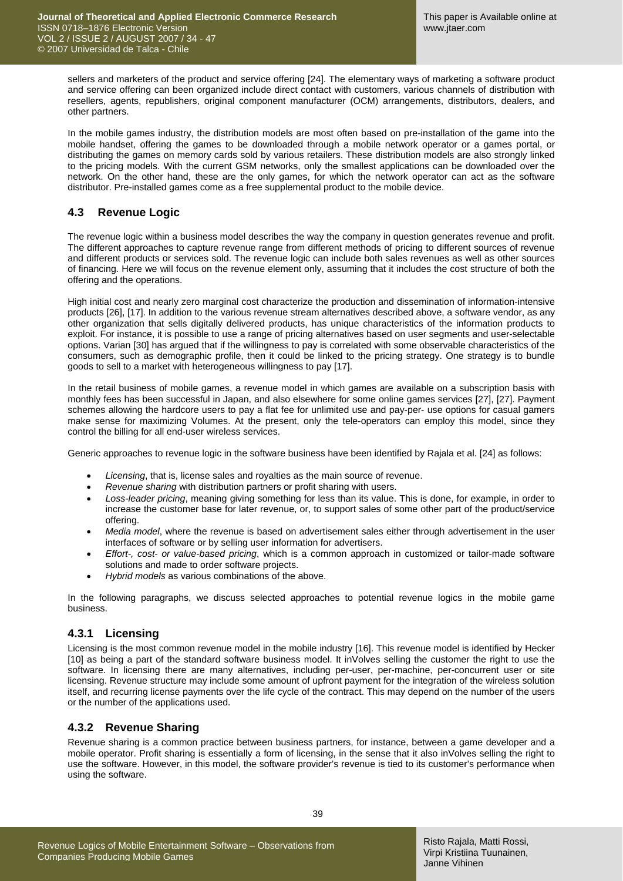sellers and marketers of the product and service offering [24]. The elementary ways of marketing a software product and service offering can been organized include direct contact with customers, various channels of distribution with resellers, agents, republishers, original component manufacturer (OCM) arrangements, distributors, dealers, and other partners.

In the mobile games industry, the distribution models are most often based on pre-installation of the game into the mobile handset, offering the games to be downloaded through a mobile network operator or a games portal, or distributing the games on memory cards sold by various retailers. These distribution models are also strongly linked to the pricing models. With the current GSM networks, only the smallest applications can be downloaded over the network. On the other hand, these are the only games, for which the network operator can act as the software distributor. Pre-installed games come as a free supplemental product to the mobile device.

### 4.3 Revenue Logic

The revenue logic within a business model describes the way the company in question generates revenue and profit. The different approaches to capture revenue range from different methods of pricing to different sources of revenue and different products or services sold. The revenue logic can include both sales revenues as well as other sources of financing. Here we will focus on the revenue element only, assuming that it includes the cost structure of both the offering and the operations.

High initial cost and nearly zero marginal cost characterize the production and dissemination of information-intensive products [26], [17]. In addition to the various revenue stream alternatives described above, a software vendor, as any other organization that sells digitally delivered products, has unique characteristics of the information products to exploit. For instance, it is possible to use a range of pricing alternatives based on user segments and user-selectable options. Varian [30] has argued that if the willingness to pay is correlated with some observable characteristics of the consumers, such as demographic profile, then it could be linked to the pricing strategy. One strategy is to bundle goods to sell to a market with heterogeneous willingness to pay [17].

In the retail business of mobile games, a revenue model in which games are available on a subscription basis with monthly fees has been successful in Japan, and also elsewhere for some online games services [27], [27]. Payment schemes allowing the hardcore users to pay a flat fee for unlimited use and pay-per- use options for casual gamers make sense for maximizing Volumes. At the present, only the tele-operators can employ this model, since they control the billing for all end-user wireless services.

Generic approaches to revenue logic in the software business have been identified by Rajala et al. [24] as follows:

- *Licensing*, that is, license sales and royalties as the main source of revenue.
- *Revenue sharing* with distribution partners or profit sharing with users.
- *Loss-leader pricing*, meaning giving something for less than its value. This is done, for example, in order to increase the customer base for later revenue, or, to support sales of some other part of the product/service offering.
- *Media model*, where the revenue is based on advertisement sales either through advertisement in the user interfaces of software or by selling user information for advertisers.
- *Effort-, cost- or value-based pricing*, which is a common approach in customized or tailor-made software solutions and made to order software projects.
- *Hybrid models* as various combinations of the above.

In the following paragraphs, we discuss selected approaches to potential revenue logics in the mobile game business.

#### 4.3.1 Licensing

Licensing is the most common revenue model in the mobile industry [16]. This revenue model is identified by Hecker [10] as being a part of the standard software business model. It inVolves selling the customer the right to use the software. In licensing there are many alternatives, including per-user, per-machine, per-concurrent user or site licensing. Revenue structure may include some amount of upfront payment for the integration of the wireless solution itself, and recurring license payments over the life cycle of the contract. This may depend on the number of the users or the number of the applications used.

#### 4.3.2 Revenue Sharing

Revenue sharing is a common practice between business partners, for instance, between a game developer and a mobile operator. Profit sharing is essentially a form of licensing, in the sense that it also inVolves selling the right to use the software. However, in this model, the software provider's revenue is tied to its customer's performance when using the software.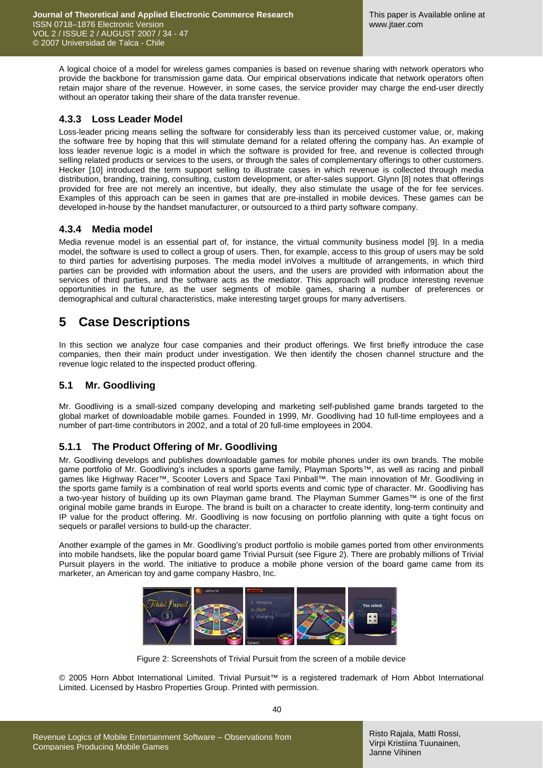A logical choice of a model for wireless games companies is based on revenue sharing with network operators who provide the backbone for transmission game data. Our empirical observations indicate that network operators often retain major share of the revenue. However, in some cases, the service provider may charge the end-user directly without an operator taking their share of the data transfer revenue.

### 4.3.3 Loss Leader Model

Loss-leader pricing means selling the software for considerably less than its perceived customer value, or, making the software free by hoping that this will stimulate demand for a related offering the company has. An example of loss leader revenue logic is a model in which the software is provided for free, and revenue is collected through selling related products or services to the users, or through the sales of complementary offerings to other customers. Hecker [10] introduced the term support selling to illustrate cases in which revenue is collected through media distribution, branding, training, consulting, custom development, or after-sales support. Glynn [8] notes that offerings provided for free are not merely an incentive, but ideally, they also stimulate the usage of the for fee services. Examples of this approach can be seen in games that are pre-installed in mobile devices. These games can be developed in-house by the handset manufacturer, or outsourced to a third party software company.

### 4.3.4 Media model

Media revenue model is an essential part of, for instance, the virtual community business model [9]. In a media model, the software is used to collect a group of users. Then, for example, access to this group of users may be sold to third parties for advertising purposes. The media model inVolves a multitude of arrangements, in which third parties can be provided with information about the users, and the users are provided with information about the services of third parties, and the software acts as the mediator. This approach will produce interesting revenue opportunities in the future, as the user segments of mobile games, sharing a number of preferences or demographical and cultural characteristics, make interesting target groups for many advertisers.

# 5 Case Descriptions

In this section we analyze four case companies and their product offerings. We first briefly introduce the case companies, then their main product under investigation. We then identify the chosen channel structure and the revenue logic related to the inspected product offering.

## 5.1 Mr. Goodliving

Mr. Goodliving is a small-sized company developing and marketing self-published game brands targeted to the global market of downloadable mobile games. Founded in 1999, Mr. Goodliving had 10 full-time employees and a number of part-time contributors in 2002, and a total of 20 full-time employees in 2004.

### 5.1.1 The Product Offering of Mr. Goodliving

Mr. Goodliving develops and publishes downloadable games for mobile phones under its own brands. The mobile game portfolio of Mr. Goodliving's includes a sports game family, Playman Sports™, as well as racing and pinball games like Highway Racer™, Scooter Lovers and Space Taxi Pinball™. The main innovation of Mr. Goodliving in the sports game family is a combination of real world sports events and comic type of character. Mr. Goodliving has a two-year history of building up its own Playman game brand. The Playman Summer Games™ is one of the first original mobile game brands in Europe. The brand is built on a character to create identity, long-term continuity and IP value for the product offering. Mr. Goodliving is now focusing on portfolio planning with quite a tight focus on sequels or parallel versions to build-up the character.

Another example of the games in Mr. Goodliving's product portfolio is mobile games ported from other environments into mobile handsets, like the popular board game Trivial Pursuit (see Figure 2). There are probably millions of Trivial Pursuit players in the world. The initiative to produce a mobile phone version of the board game came from its marketer, an American toy and game company Hasbro, Inc.

Figure 2: Screenshots of Trivial Pursuit from the screen of a mobile device

© 2005 Horn Abbot International Limited. Trivial Pursuit™ is a registered trademark of Horn Abbot International Limited. Licensed by Hasbro Properties Group. Printed with permission.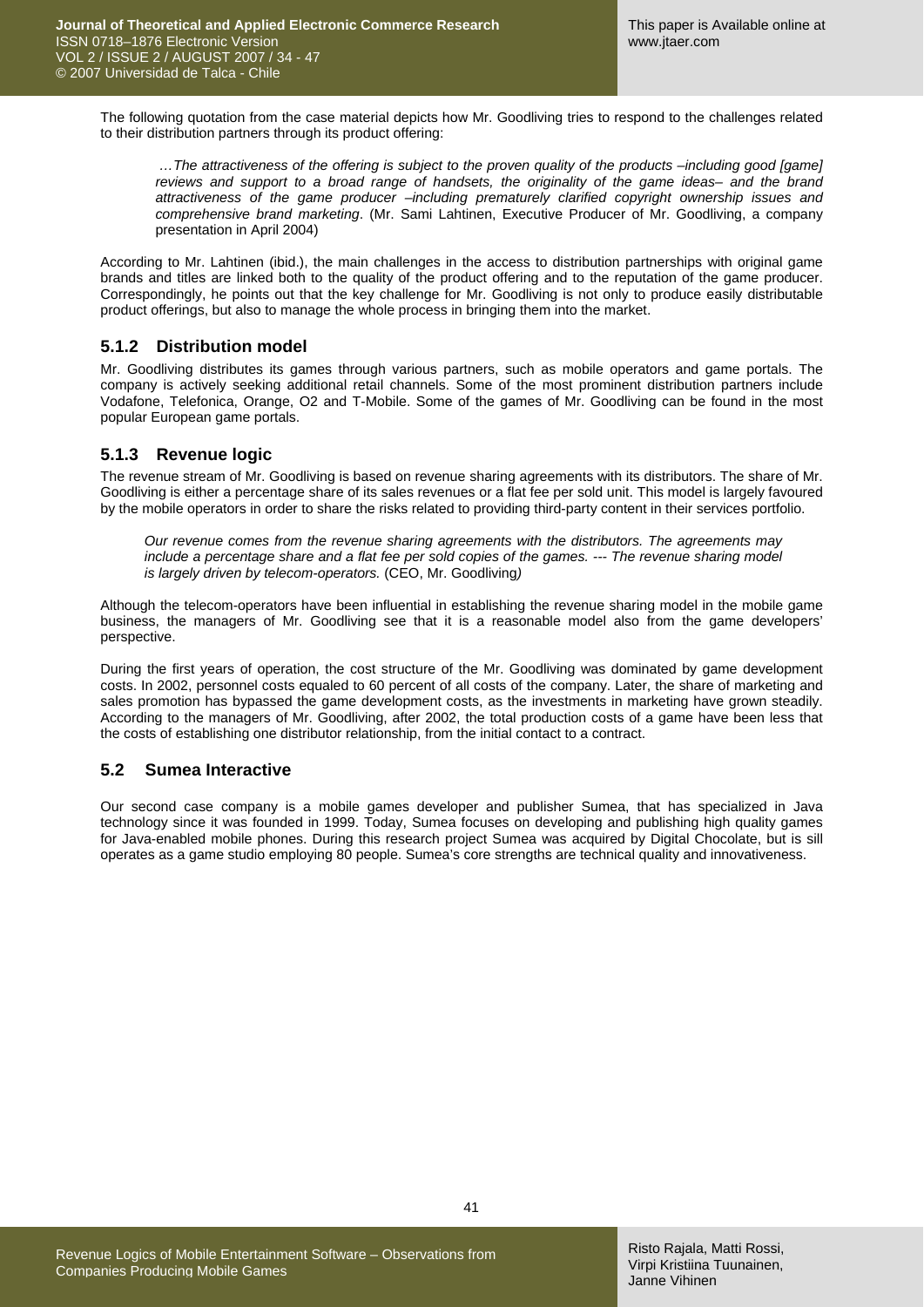The following quotation from the case material depicts how Mr. Goodliving tries to respond to the challenges related to their distribution partners through its product offering:

> *…The attractiveness of the offering is subject to the proven quality of the products –including good [game] reviews and support to a broad range of handsets, the originality of the game ideas– and the brand attractiveness of the game producer –including prematurely clarified copyright ownership issues and comprehensive brand marketing*. (Mr. Sami Lahtinen, Executive Producer of Mr. Goodliving, a company presentation in April 2004)

According to Mr. Lahtinen (ibid.), the main challenges in the access to distribution partnerships with original game brands and titles are linked both to the quality of the product offering and to the reputation of the game producer. Correspondingly, he points out that the key challenge for Mr. Goodliving is not only to produce easily distributable product offerings, but also to manage the whole process in bringing them into the market.

### 5.1.2 Distribution model

Mr. Goodliving distributes its games through various partners, such as mobile operators and game portals. The company is actively seeking additional retail channels. Some of the most prominent distribution partners include Vodafone, Telefonica, Orange, O2 and T-Mobile. Some of the games of Mr. Goodliving can be found in the most popular European game portals.

### 5.1.3 Revenue logic

The revenue stream of Mr. Goodliving is based on revenue sharing agreements with its distributors. The share of Mr. Goodliving is either a percentage share of its sales revenues or a flat fee per sold unit. This model is largely favoured by the mobile operators in order to share the risks related to providing third-party content in their services portfolio.

> *Our revenue comes from the revenue sharing agreements with the distributors. The agreements may include a percentage share and a flat fee per sold copies of the games. --- The revenue sharing model is largely driven by telecom-operators.* (CEO, Mr. Goodliving*)*

Although the telecom-operators have been influential in establishing the revenue sharing model in the mobile game business, the managers of Mr. Goodliving see that it is a reasonable model also from the game developers' perspective.

During the first years of operation, the cost structure of the Mr. Goodliving was dominated by game development costs. In 2002, personnel costs equaled to 60 percent of all costs of the company. Later, the share of marketing and sales promotion has bypassed the game development costs, as the investments in marketing have grown steadily. According to the managers of Mr. Goodliving, after 2002, the total production costs of a game have been less that the costs of establishing one distributor relationship, from the initial contact to a contract.

## 5.2 Sumea Interactive

Our second case company is a mobile games developer and publisher Sumea, that has specialized in Java technology since it was founded in 1999. Today, Sumea focuses on developing and publishing high quality games for Java-enabled mobile phones. During this research project Sumea was acquired by Digital Chocolate, but is sill operates as a game studio employing 80 people. Sumea's core strengths are technical quality and innovativeness.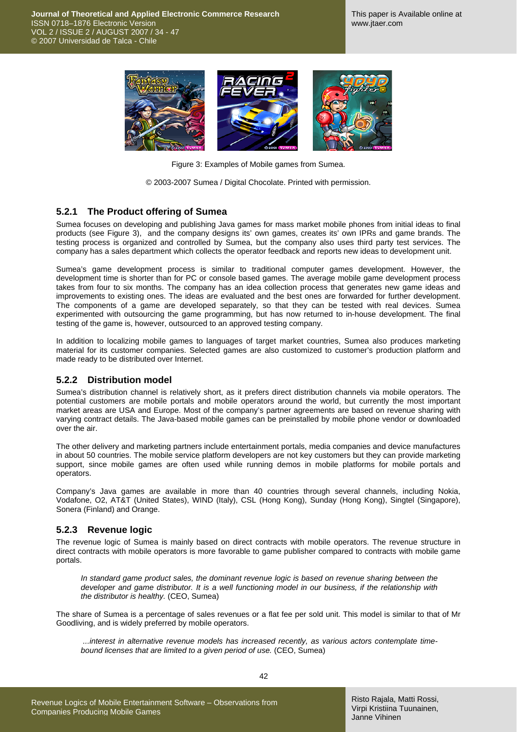Figure 3: Examples of Mobile games from Sumea.

© 2003-2007 Sumea / Digital Chocolate. Printed with permission.

### 5.2.1 The Product offering of Sumea

Sumea focuses on developing and publishing Java games for mass market mobile phones from initial ideas to final products (see Figure 3), and the company designs its' own games, creates its' own IPRs and game brands. The testing process is organized and controlled by Sumea, but the company also uses third party test services. The company has a sales department which collects the operator feedback and reports new ideas to development unit.

Sumea's game development process is similar to traditional computer games development. However, the development time is shorter than for PC or console based games. The average mobile game development process takes from four to six months. The company has an idea collection process that generates new game ideas and improvements to existing ones. The ideas are evaluated and the best ones are forwarded for further development. The components of a game are developed separately, so that they can be tested with real devices. Sumea experimented with outsourcing the game programming, but has now returned to in-house development. The final testing of the game is, however, outsourced to an approved testing company.

In addition to localizing mobile games to languages of target market countries, Sumea also produces marketing material for its customer companies. Selected games are also customized to customer's production platform and made ready to be distributed over Internet.

### 5.2.2 Distribution model

Sumea's distribution channel is relatively short, as it prefers direct distribution channels via mobile operators. The potential customers are mobile portals and mobile operators around the world, but currently the most important market areas are USA and Europe. Most of the company's partner agreements are based on revenue sharing with varying contract details. The Java-based mobile games can be preinstalled by mobile phone vendor or downloaded over the air.

The other delivery and marketing partners include entertainment portals, media companies and device manufactures in about 50 countries. The mobile service platform developers are not key customers but they can provide marketing support, since mobile games are often used while running demos in mobile platforms for mobile portals and operators.

Company's Java games are available in more than 40 countries through several channels, including Nokia, Vodafone, O2, AT&T (United States), WIND (Italy), CSL (Hong Kong), Sunday (Hong Kong), Singtel (Singapore), Sonera (Finland) and Orange.

### 5.2.3 Revenue logic

The revenue logic of Sumea is mainly based on direct contracts with mobile operators. The revenue structure in direct contracts with mobile operators is more favorable to game publisher compared to contracts with mobile game portals.

> *In standard game product sales, the dominant revenue logic is based on revenue sharing between the developer and game distributor. It is a well functioning model in our business, if the relationship with the distributor is healthy.* (CEO, Sumea)

The share of Sumea is a percentage of sales revenues or a flat fee per sold unit. This model is similar to that of Mr Goodliving, and is widely preferred by mobile operators.

> *...interest in alternative revenue models has increased recently, as various actors contemplate time-bound licenses that are limited to a given period of use.* (CEO, Sumea)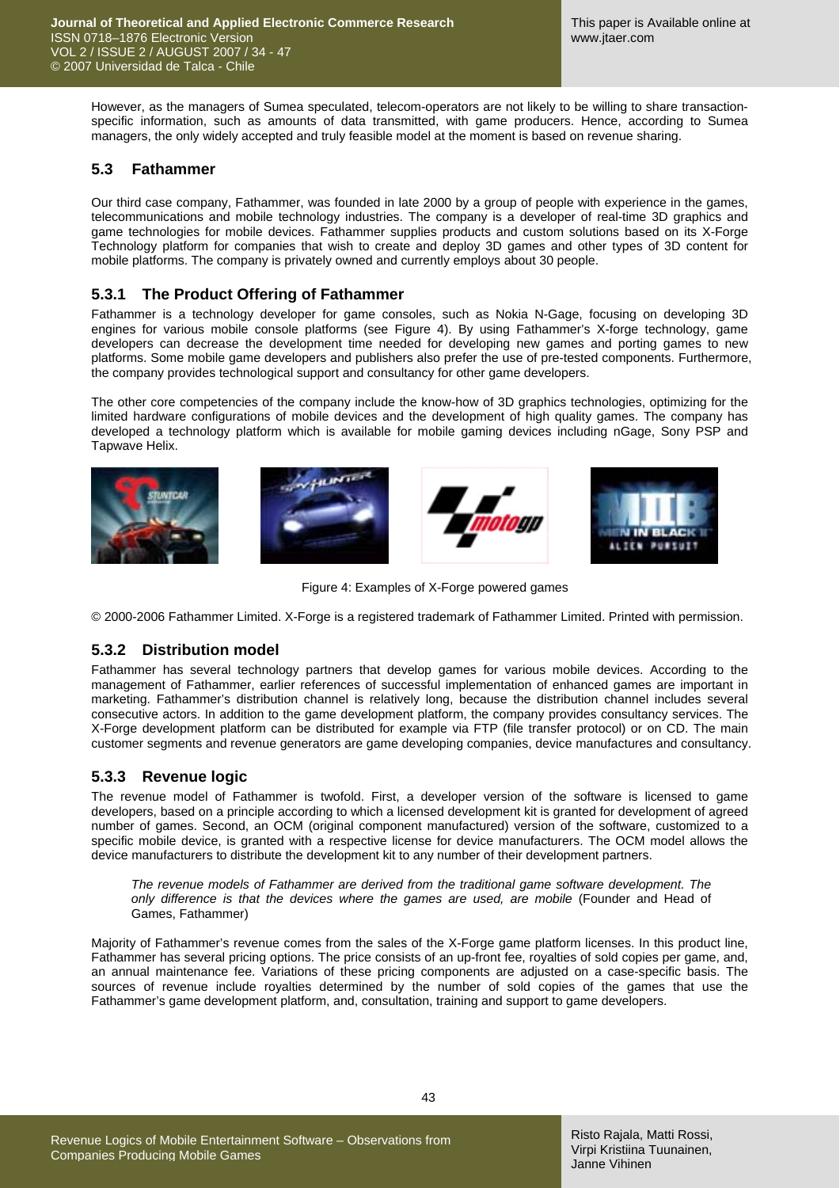However, as the managers of Sumea speculated, telecom-operators are not likely to be willing to share transaction-specific information, such as amounts of data transmitted, with game producers. Hence, according to Sumea managers, the only widely accepted and truly feasible model at the moment is based on revenue sharing.

## 5.3 Fathammer

Our third case company, Fathammer, was founded in late 2000 by a group of people with experience in the games, telecommunications and mobile technology industries. The company is a developer of real-time 3D graphics and game technologies for mobile devices. Fathammer supplies products and custom solutions based on its X-Forge Technology platform for companies that wish to create and deploy 3D games and other types of 3D content for mobile platforms. The company is privately owned and currently employs about 30 people.

### 5.3.1 The Product Offering of Fathammer

Fathammer is a technology developer for game consoles, such as Nokia N-Gage, focusing on developing 3D engines for various mobile console platforms (see Figure 4). By using Fathammer's X-forge technology, game developers can decrease the development time needed for developing new games and porting games to new platforms. Some mobile game developers and publishers also prefer the use of pre-tested components. Furthermore, the company provides technological support and consultancy for other game developers.

The other core competencies of the company include the know-how of 3D graphics technologies, optimizing for the limited hardware configurations of mobile devices and the development of high quality games. The company has developed a technology platform which is available for mobile gaming devices including nGage, Sony PSP and Tapwave Helix.

Figure 4: Examples of X-Forge powered games

© 2000-2006 Fathammer Limited. X-Forge is a registered trademark of Fathammer Limited. Printed with permission.

### 5.3.2 Distribution model

Fathammer has several technology partners that develop games for various mobile devices. According to the management of Fathammer, earlier references of successful implementation of enhanced games are important in marketing. Fathammer's distribution channel is relatively long, because the distribution channel includes several consecutive actors. In addition to the game development platform, the company provides consultancy services. The X-Forge development platform can be distributed for example via FTP (file transfer protocol) or on CD. The main customer segments and revenue generators are game developing companies, device manufactures and consultancy.

### 5.3.3 Revenue logic

The revenue model of Fathammer is twofold. First, a developer version of the software is licensed to game developers, based on a principle according to which a licensed development kit is granted for development of agreed number of games. Second, an OCM (original component manufactured) version of the software, customized to a specific mobile device, is granted with a respective license for device manufacturers. The OCM model allows the device manufacturers to distribute the development kit to any number of their development partners.

> *The revenue models of Fathammer are derived from the traditional game software development. The only difference is that the devices where the games are used, are mobile* (Founder and Head of Games, Fathammer)

Majority of Fathammer's revenue comes from the sales of the X-Forge game platform licenses. In this product line, Fathammer has several pricing options. The price consists of an up-front fee, royalties of sold copies per game, and, an annual maintenance fee. Variations of these pricing components are adjusted on a case-specific basis. The sources of revenue include royalties determined by the number of sold copies of the games that use the Fathammer's game development platform, and, consultation, training and support to game developers.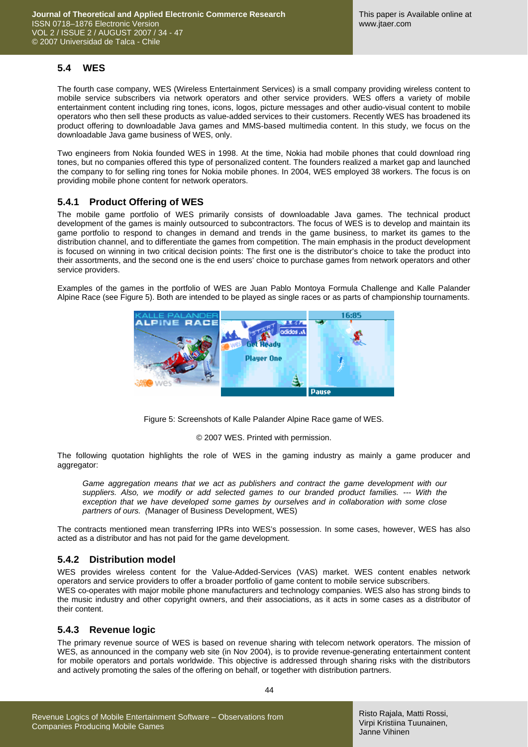## 5.4 WES

The fourth case company, WES (Wireless Entertainment Services) is a small company providing wireless content to mobile service subscribers via network operators and other service providers. WES offers a variety of mobile entertainment content including ring tones, icons, logos, picture messages and other audio-visual content to mobile operators who then sell these products as value-added services to their customers. Recently WES has broadened its product offering to downloadable Java games and MMS-based multimedia content. In this study, we focus on the downloadable Java game business of WES, only.

Two engineers from Nokia founded WES in 1998. At the time, Nokia had mobile phones that could download ring tones, but no companies offered this type of personalized content. The founders realized a market gap and launched the company to for selling ring tones for Nokia mobile phones. In 2004, WES employed 38 workers. The focus is on providing mobile phone content for network operators.

### 5.4.1 Product Offering of WES

The mobile game portfolio of WES primarily consists of downloadable Java games. The technical product development of the games is mainly outsourced to subcontractors. The focus of WES is to develop and maintain its game portfolio to respond to changes in demand and trends in the game business, to market its games to the distribution channel, and to differentiate the games from competition. The main emphasis in the product development is focused on winning in two critical decision points: The first one is the distributor's choice to take the product into their assortments, and the second one is the end users' choice to purchase games from network operators and other service providers.

Examples of the games in the portfolio of WES are Juan Pablo Montoya Formula Challenge and Kalle Palander Alpine Race (see Figure 5). Both are intended to be played as single races or as parts of championship tournaments.

Figure 5: Screenshots of Kalle Palander Alpine Race game of WES.

© 2007 WES. Printed with permission.

The following quotation highlights the role of WES in the gaming industry as mainly a game producer and aggregator:

> *Game aggregation means that we act as publishers and contract the game development with our suppliers. Also, we modify or add selected games to our branded product families. --- With the exception that we have developed some games by ourselves and in collaboration with some close partners of ours.* (Manager of Business Development, WES)

The contracts mentioned mean transferring IPRs into WES's possession. In some cases, however, WES has also acted as a distributor and has not paid for the game development.

### 5.4.2 Distribution model

WES provides wireless content for the Value-Added-Services (VAS) market. WES content enables network operators and service providers to offer a broader portfolio of game content to mobile service subscribers.
WES co-operates with major mobile phone manufacturers and technology companies. WES also has strong binds to the music industry and other copyright owners, and their associations, as it acts in some cases as a distributor of their content.

### 5.4.3 Revenue logic

The primary revenue source of WES is based on revenue sharing with telecom network operators. The mission of WES, as announced in the company web site (in Nov 2004), is to provide revenue-generating entertainment content for mobile operators and portals worldwide. This objective is addressed through sharing risks with the distributors and actively promoting the sales of the offering on behalf, or together with distribution partners.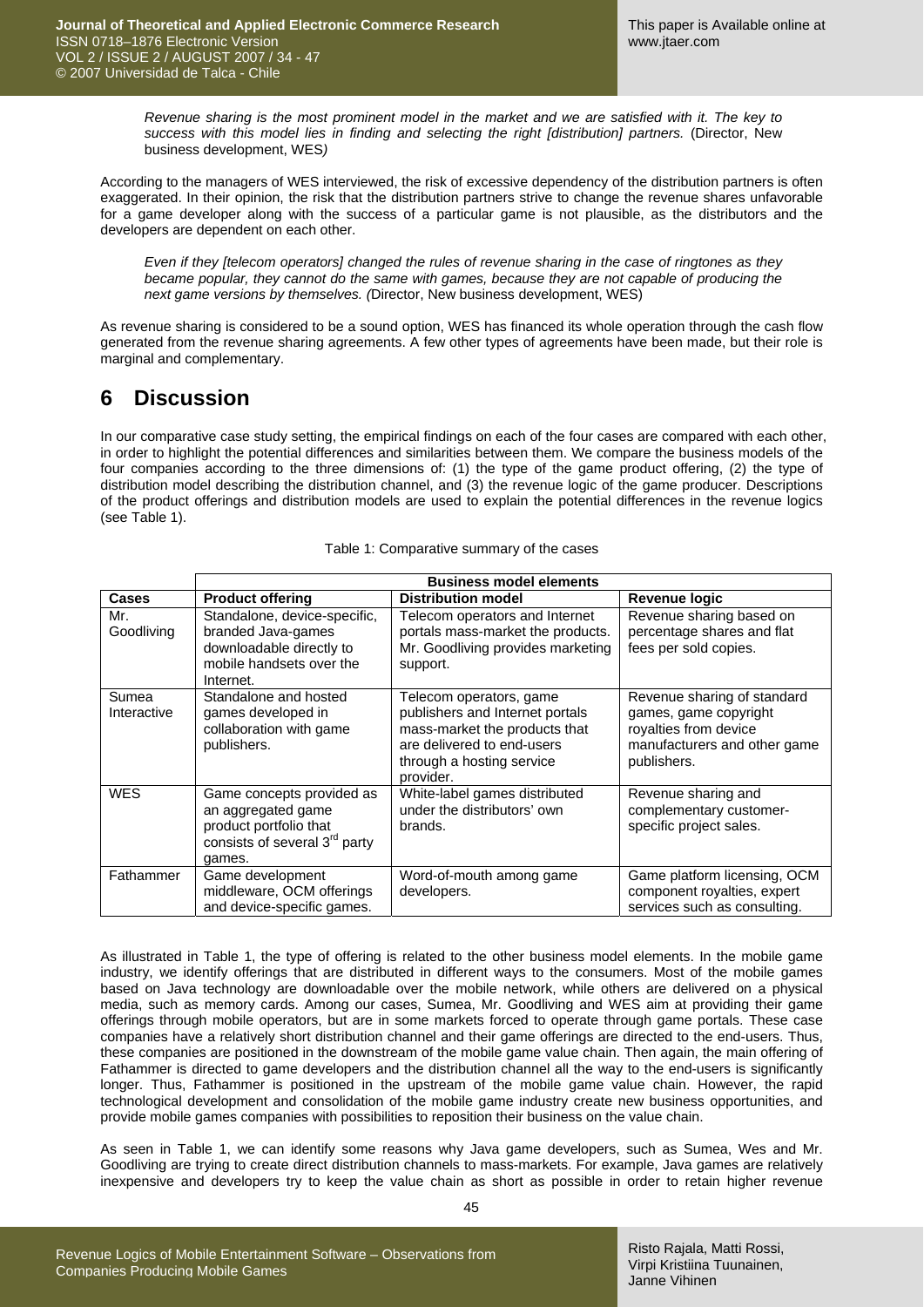> *Revenue sharing is the most prominent model in the market and we are satisfied with it. The key to success with this model lies in finding and selecting the right [distribution] partners.* (Director, New business development, WES*)*

According to the managers of WES interviewed, the risk of excessive dependency of the distribution partners is often exaggerated. In their opinion, the risk that the distribution partners strive to change the revenue shares unfavorable for a game developer along with the success of a particular game is not plausible, as the distributors and the developers are dependent on each other.

> *Even if they [telecom operators] changed the rules of revenue sharing in the case of ringtones as they became popular, they cannot do the same with games, because they are not capable of producing the next game versions by themselves. (*Director, New business development, WES)

As revenue sharing is considered to be a sound option, WES has financed its whole operation through the cash flow generated from the revenue sharing agreements. A few other types of agreements have been made, but their role is marginal and complementary.

# 6 Discussion

In our comparative case study setting, the empirical findings on each of the four cases are compared with each other, in order to highlight the potential differences and similarities between them. We compare the business models of the four companies according to the three dimensions of: (1) the type of the game product offering, (2) the type of distribution model describing the distribution channel, and (3) the revenue logic of the game producer. Descriptions of the product offerings and distribution models are used to explain the potential differences in the revenue logics (see Table 1).

Table 1: Comparative summary of the cases

| | **Business model elements** | | |
|---|---|---|---|
| **Cases** | **Product offering** | **Distribution model** | **Revenue logic** |
| Mr. Goodliving | Standalone, device-specific, branded Java-games downloadable directly to mobile handsets over the Internet. | Telecom operators and Internet portals mass-market the products. Mr. Goodliving provides marketing support. | Revenue sharing based on percentage shares and flat fees per sold copies. |
| Sumea Interactive | Standalone and hosted games developed in collaboration with game publishers. | Telecom operators, game publishers and Internet portals mass-market the products that are delivered to end-users through a hosting service provider. | Revenue sharing of standard games, game copyright royalties from device manufacturers and other game publishers. |
| WES | Game concepts provided as an aggregated game product portfolio that consists of several 3rd party games. | White-label games distributed under the distributors' own brands. | Revenue sharing and complementary customer-specific project sales. |
| Fathammer | Game development middleware, OCM offerings and device-specific games. | Word-of-mouth among game developers. | Game platform licensing, OCM component royalties, expert services such as consulting. |

As illustrated in Table 1, the type of offering is related to the other business model elements. In the mobile game industry, we identify offerings that are distributed in different ways to the consumers. Most of the mobile games based on Java technology are downloadable over the mobile network, while others are delivered on a physical media, such as memory cards. Among our cases, Sumea, Mr. Goodliving and WES aim at providing their game offerings through mobile operators, but are in some markets forced to operate through game portals. These case companies have a relatively short distribution channel and their game offerings are directed to the end-users. Thus, these companies are positioned in the downstream of the mobile game value chain. Then again, the main offering of Fathammer is directed to game developers and the distribution channel all the way to the end-users is significantly longer. Thus, Fathammer is positioned in the upstream of the mobile game value chain. However, the rapid technological development and consolidation of the mobile game industry create new business opportunities, and provide mobile games companies with possibilities to reposition their business on the value chain.

As seen in Table 1, we can identify some reasons why Java game developers, such as Sumea, Wes and Mr. Goodliving are trying to create direct distribution channels to mass-markets. For example, Java games are relatively inexpensive and developers try to keep the value chain as short as possible in order to retain higher revenue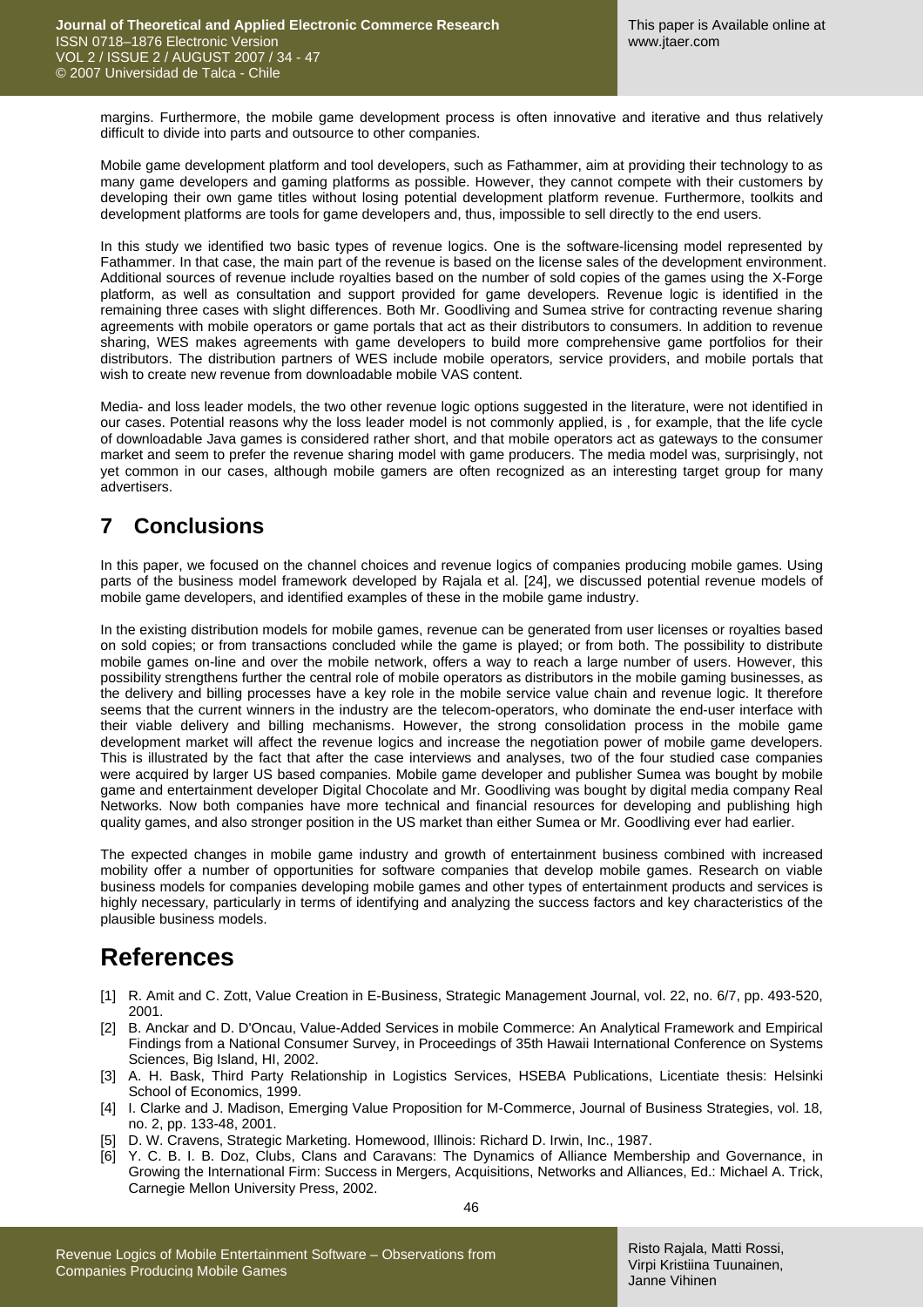margins. Furthermore, the mobile game development process is often innovative and iterative and thus relatively difficult to divide into parts and outsource to other companies.

Mobile game development platform and tool developers, such as Fathammer, aim at providing their technology to as many game developers and gaming platforms as possible. However, they cannot compete with their customers by developing their own game titles without losing potential development platform revenue. Furthermore, toolkits and development platforms are tools for game developers and, thus, impossible to sell directly to the end users.

In this study we identified two basic types of revenue logics. One is the software-licensing model represented by Fathammer. In that case, the main part of the revenue is based on the license sales of the development environment. Additional sources of revenue include royalties based on the number of sold copies of the games using the X-Forge platform, as well as consultation and support provided for game developers. Revenue logic is identified in the remaining three cases with slight differences. Both Mr. Goodliving and Sumea strive for contracting revenue sharing agreements with mobile operators or game portals that act as their distributors to consumers. In addition to revenue sharing, WES makes agreements with game developers to build more comprehensive game portfolios for their distributors. The distribution partners of WES include mobile operators, service providers, and mobile portals that wish to create new revenue from downloadable mobile VAS content.

Media- and loss leader models, the two other revenue logic options suggested in the literature, were not identified in our cases. Potential reasons why the loss leader model is not commonly applied, is , for example, that the life cycle of downloadable Java games is considered rather short, and that mobile operators act as gateways to the consumer market and seem to prefer the revenue sharing model with game producers. The media model was, surprisingly, not yet common in our cases, although mobile gamers are often recognized as an interesting target group for many advertisers.

## 7 Conclusions

In this paper, we focused on the channel choices and revenue logics of companies producing mobile games. Using parts of the business model framework developed by Rajala et al. [24], we discussed potential revenue models of mobile game developers, and identified examples of these in the mobile game industry.

In the existing distribution models for mobile games, revenue can be generated from user licenses or royalties based on sold copies; or from transactions concluded while the game is played; or from both. The possibility to distribute mobile games on-line and over the mobile network, offers a way to reach a large number of users. However, this possibility strengthens further the central role of mobile operators as distributors in the mobile gaming businesses, as the delivery and billing processes have a key role in the mobile service value chain and revenue logic. It therefore seems that the current winners in the industry are the telecom-operators, who dominate the end-user interface with their viable delivery and billing mechanisms. However, the strong consolidation process in the mobile game development market will affect the revenue logics and increase the negotiation power of mobile game developers. This is illustrated by the fact that after the case interviews and analyses, two of the four studied case companies were acquired by larger US based companies. Mobile game developer and publisher Sumea was bought by mobile game and entertainment developer Digital Chocolate and Mr. Goodliving was bought by digital media company Real Networks. Now both companies have more technical and financial resources for developing and publishing high quality games, and also stronger position in the US market than either Sumea or Mr. Goodliving ever had earlier.

The expected changes in mobile game industry and growth of entertainment business combined with increased mobility offer a number of opportunities for software companies that develop mobile games. Research on viable business models for companies developing mobile games and other types of entertainment products and services is highly necessary, particularly in terms of identifying and analyzing the success factors and key characteristics of the plausible business models.

# References

[1] R. Amit and C. Zott, Value Creation in E-Business, Strategic Management Journal, vol. 22, no. 6/7, pp. 493-520, 2001.

[2] B. Anckar and D. D'Oncau, Value-Added Services in mobile Commerce: An Analytical Framework and Empirical Findings from a National Consumer Survey, in Proceedings of 35th Hawaii International Conference on Systems Sciences, Big Island, HI, 2002.

[3] A. H. Bask, Third Party Relationship in Logistics Services, HSEBA Publications, Licentiate thesis: Helsinki School of Economics, 1999.

[4] I. Clarke and J. Madison, Emerging Value Proposition for M-Commerce, Journal of Business Strategies, vol. 18, no. 2, pp. 133-48, 2001.

[5] D. W. Cravens, Strategic Marketing. Homewood, Illinois: Richard D. Irwin, Inc., 1987.

[6] Y. C. B. I. B. Doz, Clubs, Clans and Caravans: The Dynamics of Alliance Membership and Governance, in Growing the International Firm: Success in Mergers, Acquisitions, Networks and Alliances, Ed.: Michael A. Trick, Carnegie Mellon University Press, 2002.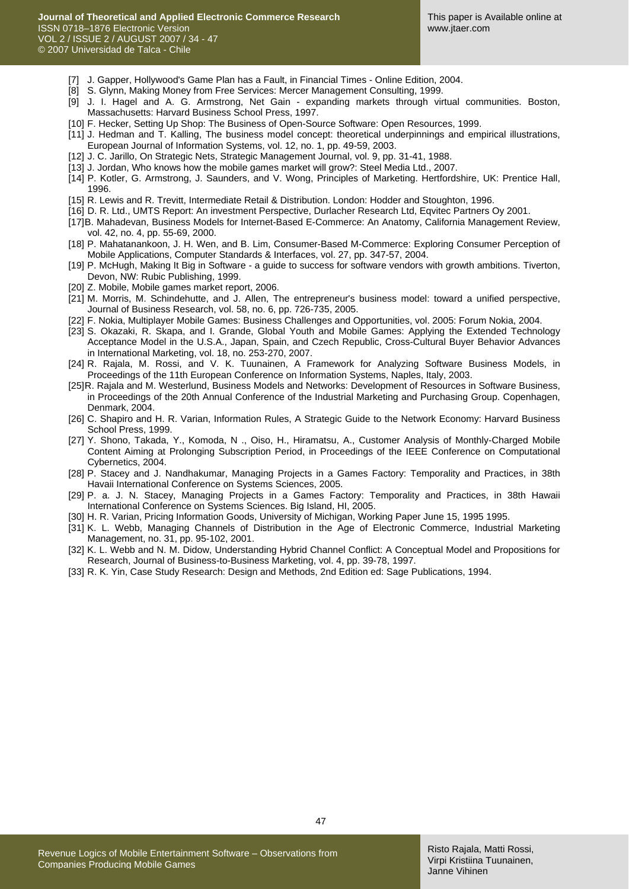[7] J. Gapper, Hollywood's Game Plan has a Fault, in Financial Times - Online Edition, 2004.

[8] S. Glynn, Making Money from Free Services: Mercer Management Consulting, 1999.

[9] J. I. Hagel and A. G. Armstrong, Net Gain - expanding markets through virtual communities. Boston, Massachusetts: Harvard Business School Press, 1997.

[10] F. Hecker, Setting Up Shop: The Business of Open-Source Software: Open Resources, 1999.

[11] J. Hedman and T. Kalling, The business model concept: theoretical underpinnings and empirical illustrations, European Journal of Information Systems, vol. 12, no. 1, pp. 49-59, 2003.

[12] J. C. Jarillo, On Strategic Nets, Strategic Management Journal, vol. 9, pp. 31-41, 1988.

[13] J. Jordan, Who knows how the mobile games market will grow?: Steel Media Ltd., 2007.

[14] P. Kotler, G. Armstrong, J. Saunders, and V. Wong, Principles of Marketing. Hertfordshire, UK: Prentice Hall, 1996.

[15] R. Lewis and R. Trevitt, Intermediate Retail & Distribution. London: Hodder and Stoughton, 1996.

[16] D. R. Ltd., UMTS Report: An investment Perspective, Durlacher Research Ltd, Eqvitec Partners Oy 2001.

[17]B. Mahadevan, Business Models for Internet-Based E-Commerce: An Anatomy, California Management Review, vol. 42, no. 4, pp. 55-69, 2000.

[18] P. Mahatanankoon, J. H. Wen, and B. Lim, Consumer-Based M-Commerce: Exploring Consumer Perception of Mobile Applications, Computer Standards & Interfaces, vol. 27, pp. 347-57, 2004.

[19] P. McHugh, Making It Big in Software - a guide to success for software vendors with growth ambitions. Tiverton, Devon, NW: Rubic Publishing, 1999.

[20] Z. Mobile, Mobile games market report, 2006.

[21] M. Morris, M. Schindehutte, and J. Allen, The entrepreneur's business model: toward a unified perspective, Journal of Business Research, vol. 58, no. 6, pp. 726-735, 2005.

[22] F. Nokia, Multiplayer Mobile Games: Business Challenges and Opportunities, vol. 2005: Forum Nokia, 2004.

[23] S. Okazaki, R. Skapa, and I. Grande, Global Youth and Mobile Games: Applying the Extended Technology Acceptance Model in the U.S.A., Japan, Spain, and Czech Republic, Cross-Cultural Buyer Behavior Advances in International Marketing, vol. 18, no. 253-270, 2007.

[24] R. Rajala, M. Rossi, and V. K. Tuunainen, A Framework for Analyzing Software Business Models, in Proceedings of the 11th European Conference on Information Systems, Naples, Italy, 2003.

[25]R. Rajala and M. Westerlund, Business Models and Networks: Development of Resources in Software Business, in Proceedings of the 20th Annual Conference of the Industrial Marketing and Purchasing Group. Copenhagen, Denmark, 2004.

[26] C. Shapiro and H. R. Varian, Information Rules, A Strategic Guide to the Network Economy: Harvard Business School Press, 1999.

[27] Y. Shono, Takada, Y., Komoda, N ., Oiso, H., Hiramatsu, A., Customer Analysis of Monthly-Charged Mobile Content Aiming at Prolonging Subscription Period, in Proceedings of the IEEE Conference on Computational Cybernetics, 2004.

[28] P. Stacey and J. Nandhakumar, Managing Projects in a Games Factory: Temporality and Practices, in 38th Havaii International Conference on Systems Sciences, 2005.

[29] P. a. J. N. Stacey, Managing Projects in a Games Factory: Temporality and Practices, in 38th Hawaii International Conference on Systems Sciences. Big Island, HI, 2005.

[30] H. R. Varian, Pricing Information Goods, University of Michigan, Working Paper June 15, 1995 1995.

[31] K. L. Webb, Managing Channels of Distribution in the Age of Electronic Commerce, Industrial Marketing Management, no. 31, pp. 95-102, 2001.

[32] K. L. Webb and N. M. Didow, Understanding Hybrid Channel Conflict: A Conceptual Model and Propositions for Research, Journal of Business-to-Business Marketing, vol. 4, pp. 39-78, 1997.

[33] R. K. Yin, Case Study Research: Design and Methods, 2nd Edition ed: Sage Publications, 1994.